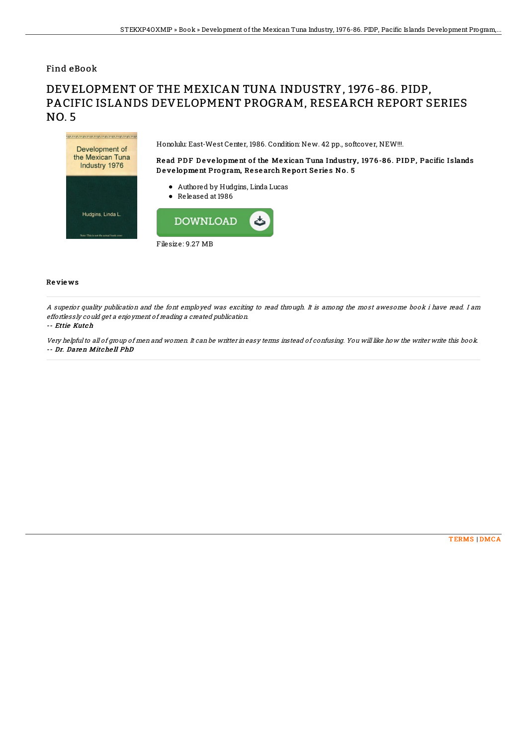Find eBook

# DEVELOPMENT OF THE MEXICAN TUNA INDUSTRY, 1976-86. PIDP, PACIFIC ISLANDS DEVELOPMENT PROGRAM, RESEARCH REPORT SERIES NO. 5

Honolulu: East-West Center, 1986. Condition: New. 42 pp., softcover, NEW!!!.

**Read PDF Development of the Mexican Tuna Industry, 1976-86. PIDP, Pacific Islands Development Program, Research Report Series No. 5**

- Authored by Hudgins, Linda Lucas
- Released at 1986

Filesize: 9.27 MB

## Reviews

*A superior quality publication and the font employed was exciting to read through. It is among the most awesome book i have read. I am effortlessly could get a enjoyment of reading a created publication.*

*-- Ettie Kutch*

*Very helpful to all of group of men and women. It can be writter in easy terms instead of confusing. You will like how the writer write this book.*

*-- Dr. Daren Mitchell PhD*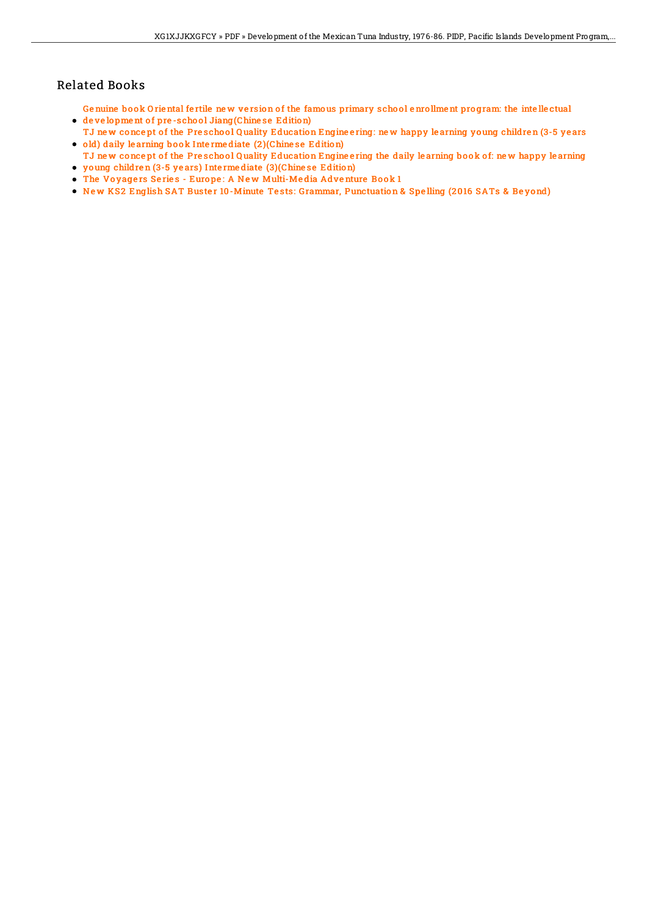## Related Books

- Genuine book Oriental fertile new version of the famous primary school enrollment program: the intellectual development of pre-school Jiang(Chinese Edition)
- TJ new concept of the Preschool Quality Education Engineering: new happy learning young children (3-5 years old) daily learning book Intermediate (2)(Chinese Edition)
- TJ new concept of the Preschool Quality Education Engineering the daily learning book of: new happy learning young children (3-5 years) Intermediate (3)(Chinese Edition)
- The Voyagers Series - Europe: A New Multi-Media Adventure Book 1
- New KS2 English SAT Buster 10-Minute Tests: Grammar, Punctuation & Spelling (2016 SATs & Beyond)